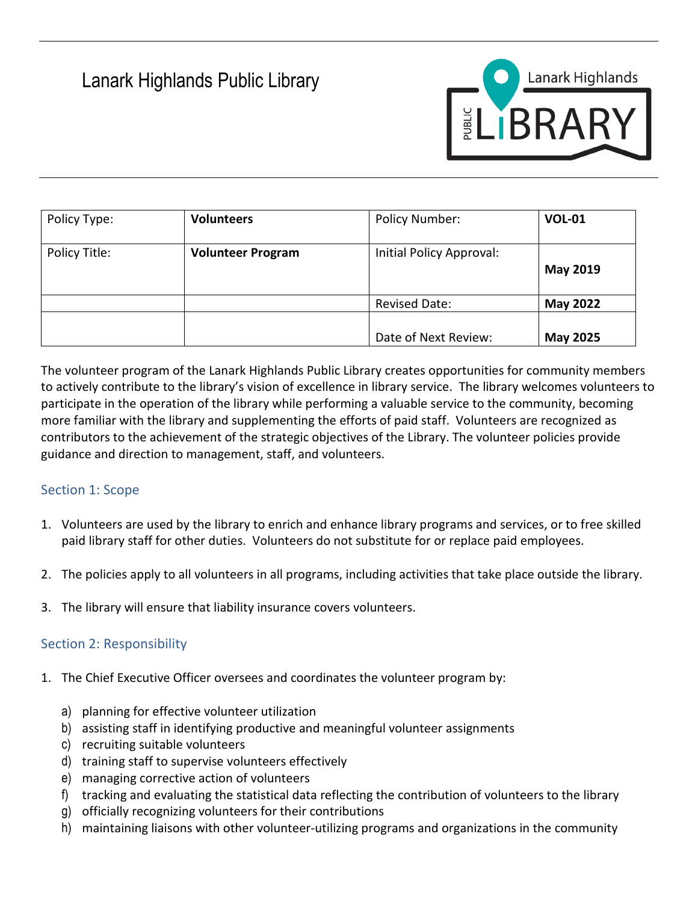# Lanark Highlands Public Library

| Policy Type: | **Volunteers** | Policy Number: | **VOL-01** |
|---|---|---|---|
| Policy Title: | **Volunteer Program** | Initial Policy Approval: | **May 2019** |
| | | Revised Date: | **May 2022** |
| | | Date of Next Review: | **May 2025** |

The volunteer program of the Lanark Highlands Public Library creates opportunities for community members to actively contribute to the library's vision of excellence in library service. The library welcomes volunteers to participate in the operation of the library while performing a valuable service to the community, becoming more familiar with the library and supplementing the efforts of paid staff. Volunteers are recognized as contributors to the achievement of the strategic objectives of the Library. The volunteer policies provide guidance and direction to management, staff, and volunteers.

## Section 1: Scope

1. Volunteers are used by the library to enrich and enhance library programs and services, or to free skilled paid library staff for other duties. Volunteers do not substitute for or replace paid employees.

2. The policies apply to all volunteers in all programs, including activities that take place outside the library.

3. The library will ensure that liability insurance covers volunteers.

## Section 2: Responsibility

1. The Chief Executive Officer oversees and coordinates the volunteer program by:

   a) planning for effective volunteer utilization
   b) assisting staff in identifying productive and meaningful volunteer assignments
   c) recruiting suitable volunteers
   d) training staff to supervise volunteers effectively
   e) managing corrective action of volunteers
   f) tracking and evaluating the statistical data reflecting the contribution of volunteers to the library
   g) officially recognizing volunteers for their contributions
   h) maintaining liaisons with other volunteer-utilizing programs and organizations in the community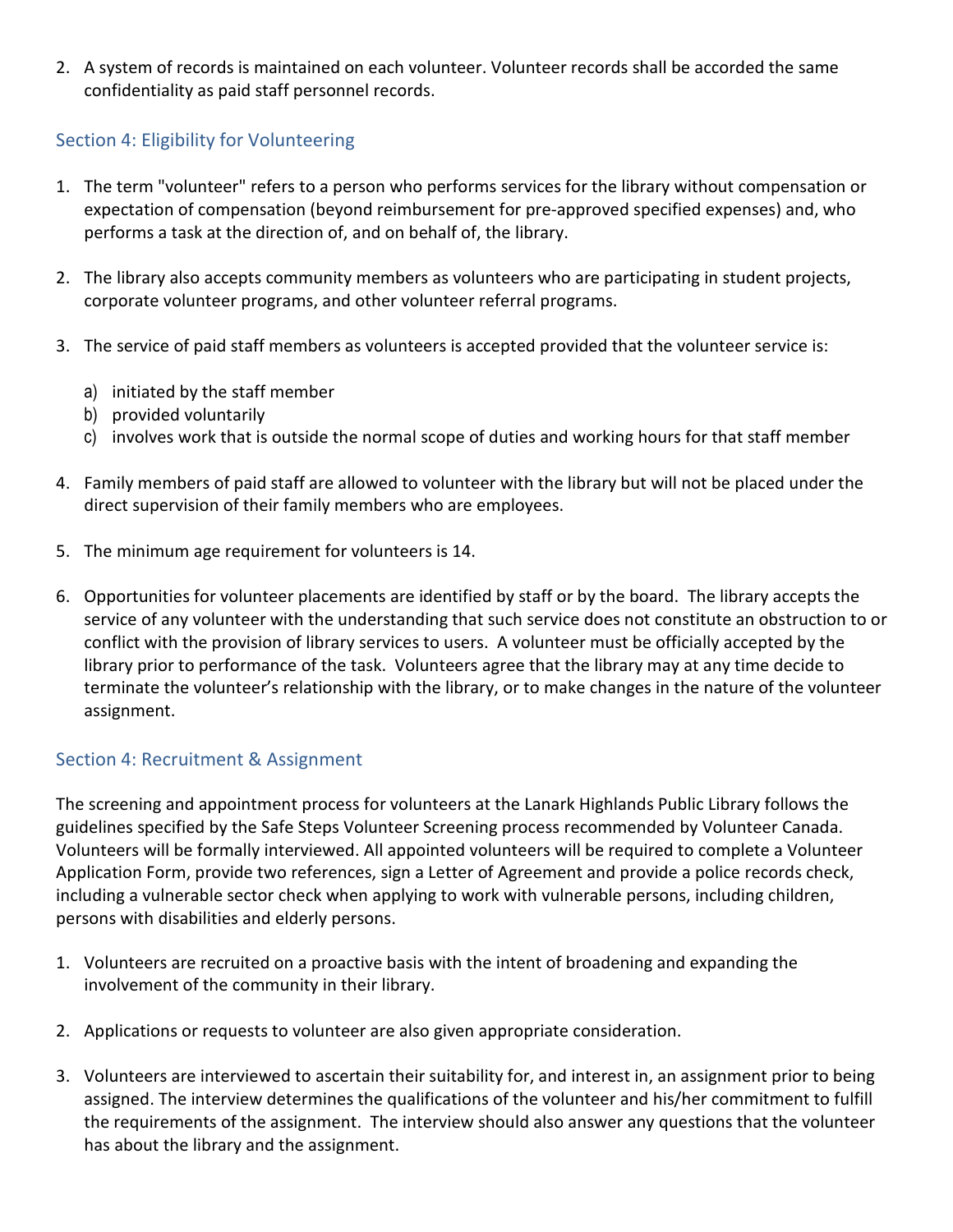2. A system of records is maintained on each volunteer. Volunteer records shall be accorded the same confidentiality as paid staff personnel records.

## Section 4: Eligibility for Volunteering

1. The term "volunteer" refers to a person who performs services for the library without compensation or expectation of compensation (beyond reimbursement for pre-approved specified expenses) and, who performs a task at the direction of, and on behalf of, the library.

2. The library also accepts community members as volunteers who are participating in student projects, corporate volunteer programs, and other volunteer referral programs.

3. The service of paid staff members as volunteers is accepted provided that the volunteer service is:

   a) initiated by the staff member
   b) provided voluntarily
   c) involves work that is outside the normal scope of duties and working hours for that staff member

4. Family members of paid staff are allowed to volunteer with the library but will not be placed under the direct supervision of their family members who are employees.

5. The minimum age requirement for volunteers is 14.

6. Opportunities for volunteer placements are identified by staff or by the board. The library accepts the service of any volunteer with the understanding that such service does not constitute an obstruction to or conflict with the provision of library services to users. A volunteer must be officially accepted by the library prior to performance of the task. Volunteers agree that the library may at any time decide to terminate the volunteer's relationship with the library, or to make changes in the nature of the volunteer assignment.

## Section 4: Recruitment & Assignment

The screening and appointment process for volunteers at the Lanark Highlands Public Library follows the guidelines specified by the Safe Steps Volunteer Screening process recommended by Volunteer Canada. Volunteers will be formally interviewed. All appointed volunteers will be required to complete a Volunteer Application Form, provide two references, sign a Letter of Agreement and provide a police records check, including a vulnerable sector check when applying to work with vulnerable persons, including children, persons with disabilities and elderly persons.

1. Volunteers are recruited on a proactive basis with the intent of broadening and expanding the involvement of the community in their library.

2. Applications or requests to volunteer are also given appropriate consideration.

3. Volunteers are interviewed to ascertain their suitability for, and interest in, an assignment prior to being assigned. The interview determines the qualifications of the volunteer and his/her commitment to fulfill the requirements of the assignment. The interview should also answer any questions that the volunteer has about the library and the assignment.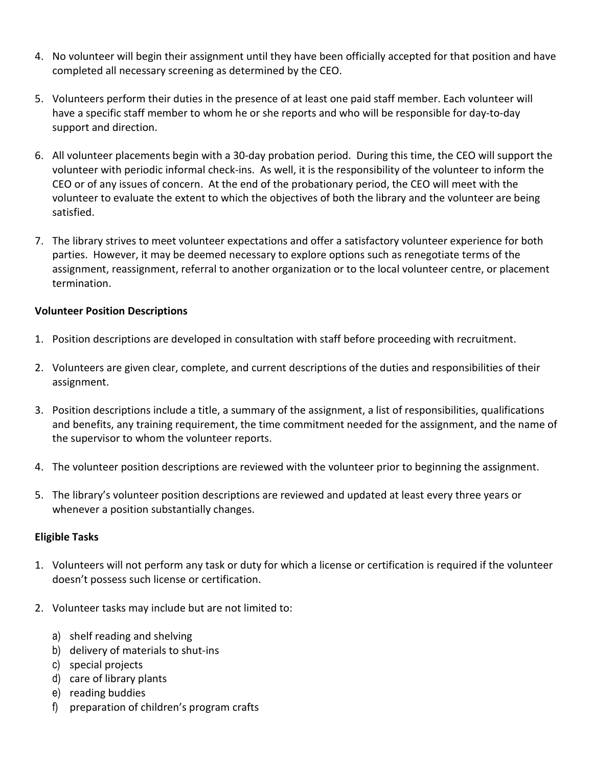4. No volunteer will begin their assignment until they have been officially accepted for that position and have completed all necessary screening as determined by the CEO.

5. Volunteers perform their duties in the presence of at least one paid staff member. Each volunteer will have a specific staff member to whom he or she reports and who will be responsible for day-to-day support and direction.

6. All volunteer placements begin with a 30-day probation period. During this time, the CEO will support the volunteer with periodic informal check-ins. As well, it is the responsibility of the volunteer to inform the CEO or of any issues of concern. At the end of the probationary period, the CEO will meet with the volunteer to evaluate the extent to which the objectives of both the library and the volunteer are being satisfied.

7. The library strives to meet volunteer expectations and offer a satisfactory volunteer experience for both parties. However, it may be deemed necessary to explore options such as renegotiate terms of the assignment, reassignment, referral to another organization or to the local volunteer centre, or placement termination.

**Volunteer Position Descriptions**

1. Position descriptions are developed in consultation with staff before proceeding with recruitment.

2. Volunteers are given clear, complete, and current descriptions of the duties and responsibilities of their assignment.

3. Position descriptions include a title, a summary of the assignment, a list of responsibilities, qualifications and benefits, any training requirement, the time commitment needed for the assignment, and the name of the supervisor to whom the volunteer reports.

4. The volunteer position descriptions are reviewed with the volunteer prior to beginning the assignment.

5. The library's volunteer position descriptions are reviewed and updated at least every three years or whenever a position substantially changes.

**Eligible Tasks**

1. Volunteers will not perform any task or duty for which a license or certification is required if the volunteer doesn't possess such license or certification.

2. Volunteer tasks may include but are not limited to:

   a) shelf reading and shelving
   b) delivery of materials to shut-ins
   c) special projects
   d) care of library plants
   e) reading buddies
   f) preparation of children's program crafts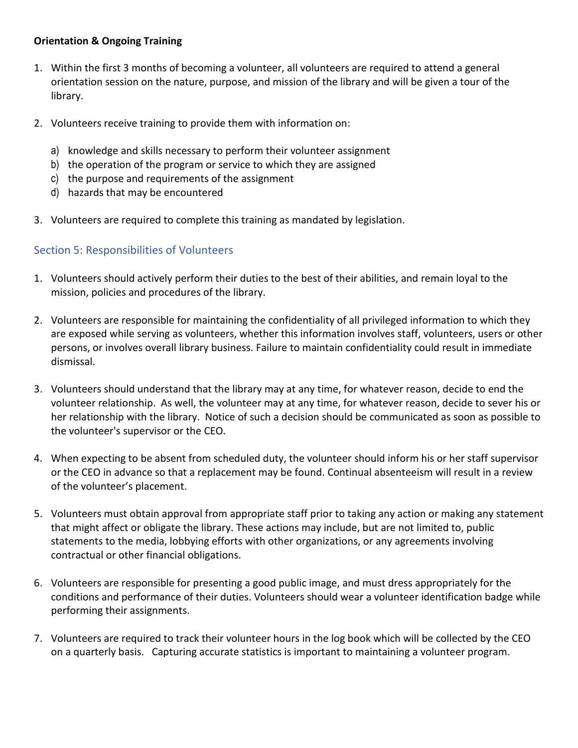**Orientation & Ongoing Training**

1. Within the first 3 months of becoming a volunteer, all volunteers are required to attend a general orientation session on the nature, purpose, and mission of the library and will be given a tour of the library.

2. Volunteers receive training to provide them with information on:

   a) knowledge and skills necessary to perform their volunteer assignment
   b) the operation of the program or service to which they are assigned
   c) the purpose and requirements of the assignment
   d) hazards that may be encountered

3. Volunteers are required to complete this training as mandated by legislation.

## Section 5: Responsibilities of Volunteers

1. Volunteers should actively perform their duties to the best of their abilities, and remain loyal to the mission, policies and procedures of the library.

2. Volunteers are responsible for maintaining the confidentiality of all privileged information to which they are exposed while serving as volunteers, whether this information involves staff, volunteers, users or other persons, or involves overall library business. Failure to maintain confidentiality could result in immediate dismissal.

3. Volunteers should understand that the library may at any time, for whatever reason, decide to end the volunteer relationship. As well, the volunteer may at any time, for whatever reason, decide to sever his or her relationship with the library. Notice of such a decision should be communicated as soon as possible to the volunteer's supervisor or the CEO.

4. When expecting to be absent from scheduled duty, the volunteer should inform his or her staff supervisor or the CEO in advance so that a replacement may be found. Continual absenteeism will result in a review of the volunteer's placement.

5. Volunteers must obtain approval from appropriate staff prior to taking any action or making any statement that might affect or obligate the library. These actions may include, but are not limited to, public statements to the media, lobbying efforts with other organizations, or any agreements involving contractual or other financial obligations.

6. Volunteers are responsible for presenting a good public image, and must dress appropriately for the conditions and performance of their duties. Volunteers should wear a volunteer identification badge while performing their assignments.

7. Volunteers are required to track their volunteer hours in the log book which will be collected by the CEO on a quarterly basis. Capturing accurate statistics is important to maintaining a volunteer program.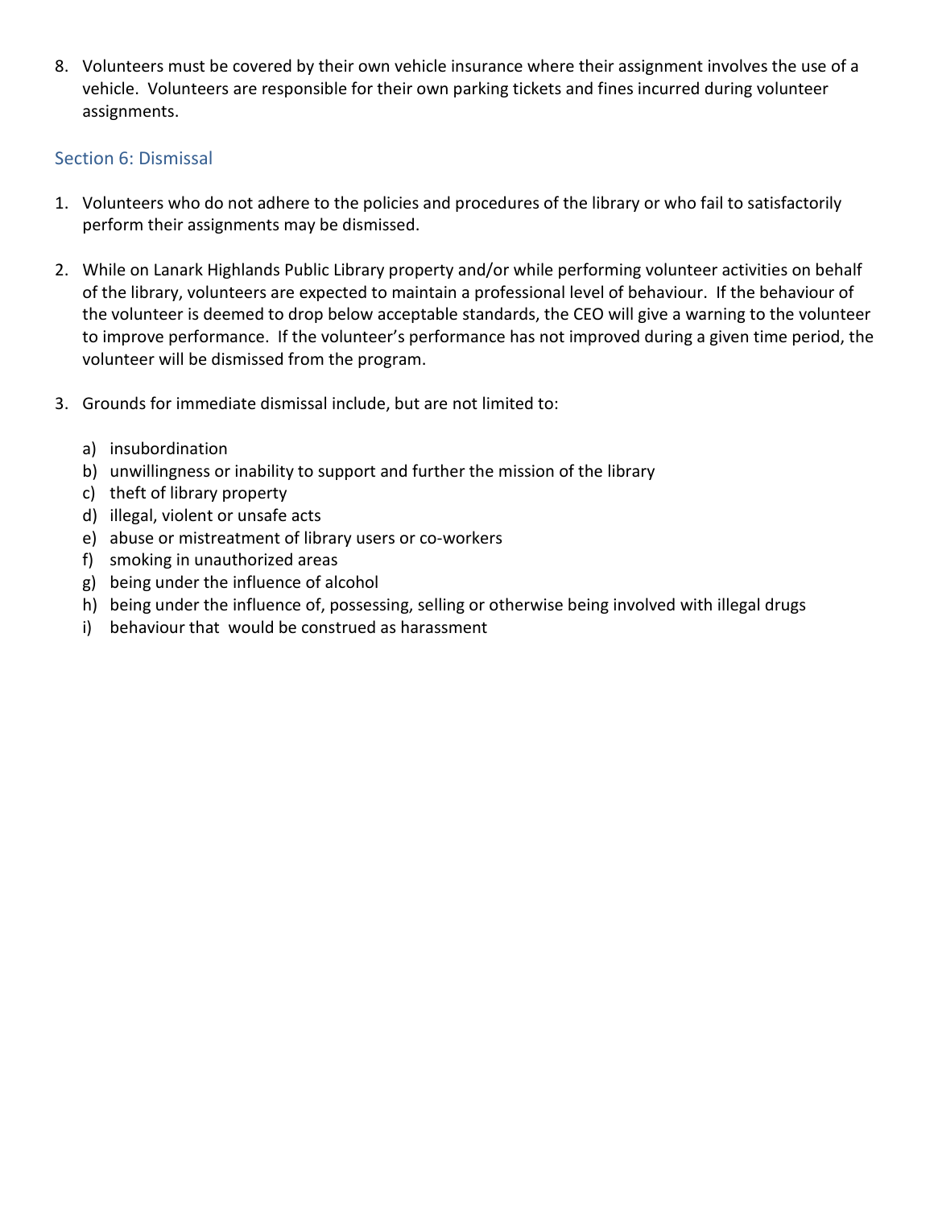8. Volunteers must be covered by their own vehicle insurance where their assignment involves the use of a vehicle. Volunteers are responsible for their own parking tickets and fines incurred during volunteer assignments.

## Section 6: Dismissal

1. Volunteers who do not adhere to the policies and procedures of the library or who fail to satisfactorily perform their assignments may be dismissed.

2. While on Lanark Highlands Public Library property and/or while performing volunteer activities on behalf of the library, volunteers are expected to maintain a professional level of behaviour. If the behaviour of the volunteer is deemed to drop below acceptable standards, the CEO will give a warning to the volunteer to improve performance. If the volunteer's performance has not improved during a given time period, the volunteer will be dismissed from the program.

3. Grounds for immediate dismissal include, but are not limited to:

   a) insubordination
   b) unwillingness or inability to support and further the mission of the library
   c) theft of library property
   d) illegal, violent or unsafe acts
   e) abuse or mistreatment of library users or co-workers
   f) smoking in unauthorized areas
   g) being under the influence of alcohol
   h) being under the influence of, possessing, selling or otherwise being involved with illegal drugs
   i) behaviour that would be construed as harassment